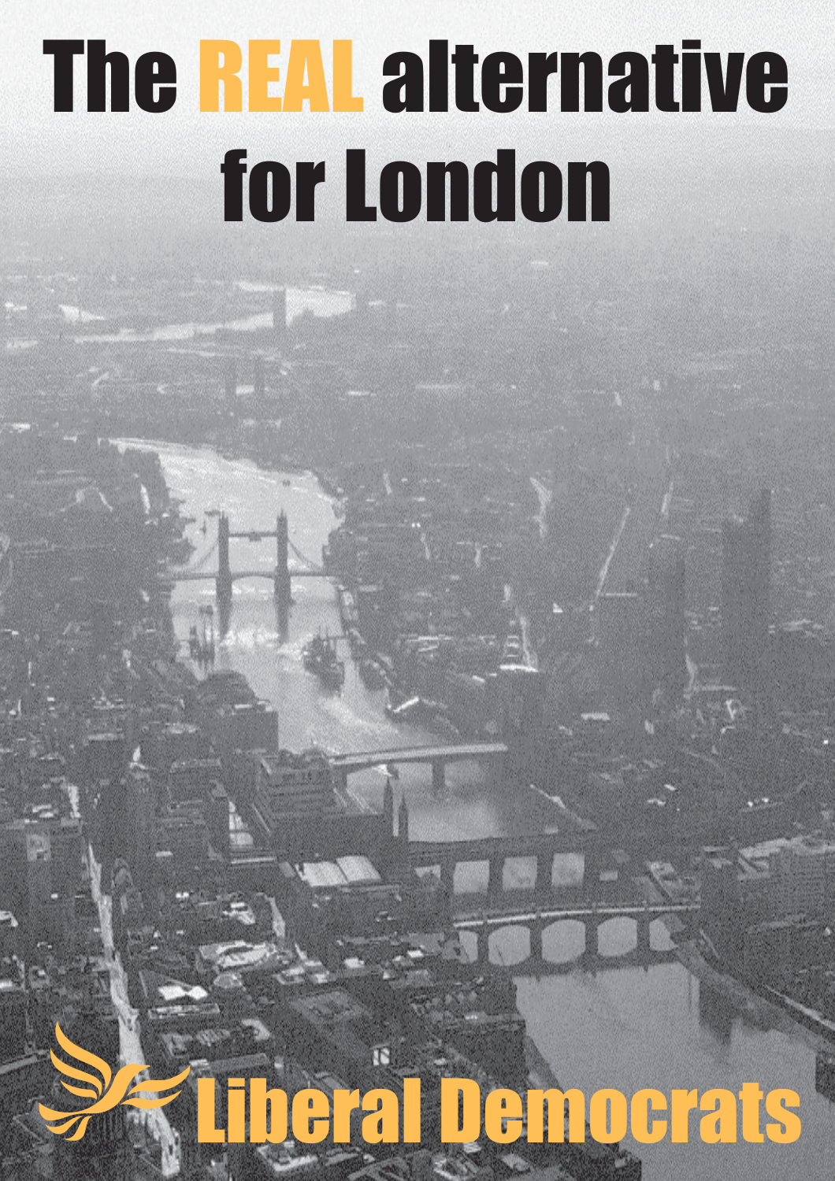# The REAL alternative for London

Liberal Democrats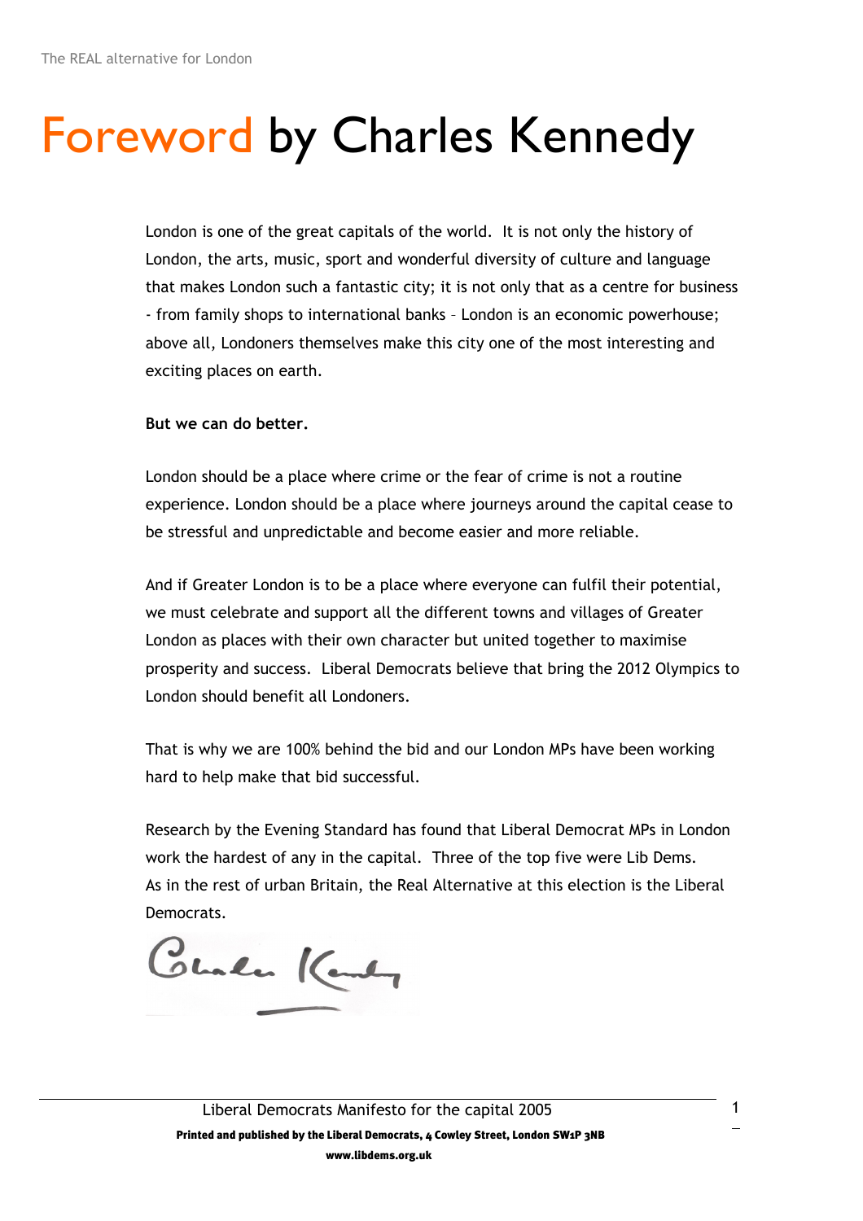# Foreword by Charles Kennedy

London is one of the great capitals of the world. It is not only the history of London, the arts, music, sport and wonderful diversity of culture and language that makes London such a fantastic city; it is not only that as a centre for business - from family shops to international banks – London is an economic powerhouse; above all, Londoners themselves make this city one of the most interesting and exciting places on earth.

**But we can do better.**

London should be a place where crime or the fear of crime is not a routine experience. London should be a place where journeys around the capital cease to be stressful and unpredictable and become easier and more reliable.

And if Greater London is to be a place where everyone can fulfil their potential, we must celebrate and support all the different towns and villages of Greater London as places with their own character but united together to maximise prosperity and success. Liberal Democrats believe that bring the 2012 Olympics to London should benefit all Londoners.

That is why we are 100% behind the bid and our London MPs have been working hard to help make that bid successful.

Research by the Evening Standard has found that Liberal Democrat MPs in London work the hardest of any in the capital. Three of the top five were Lib Dems. As in the rest of urban Britain, the Real Alternative at this election is the Liberal Democrats.

Charles Kennedy

Printed and published by the Liberal Democrats, 4 Cowley Street, London SW1P 3NB

www.libdems.org.uk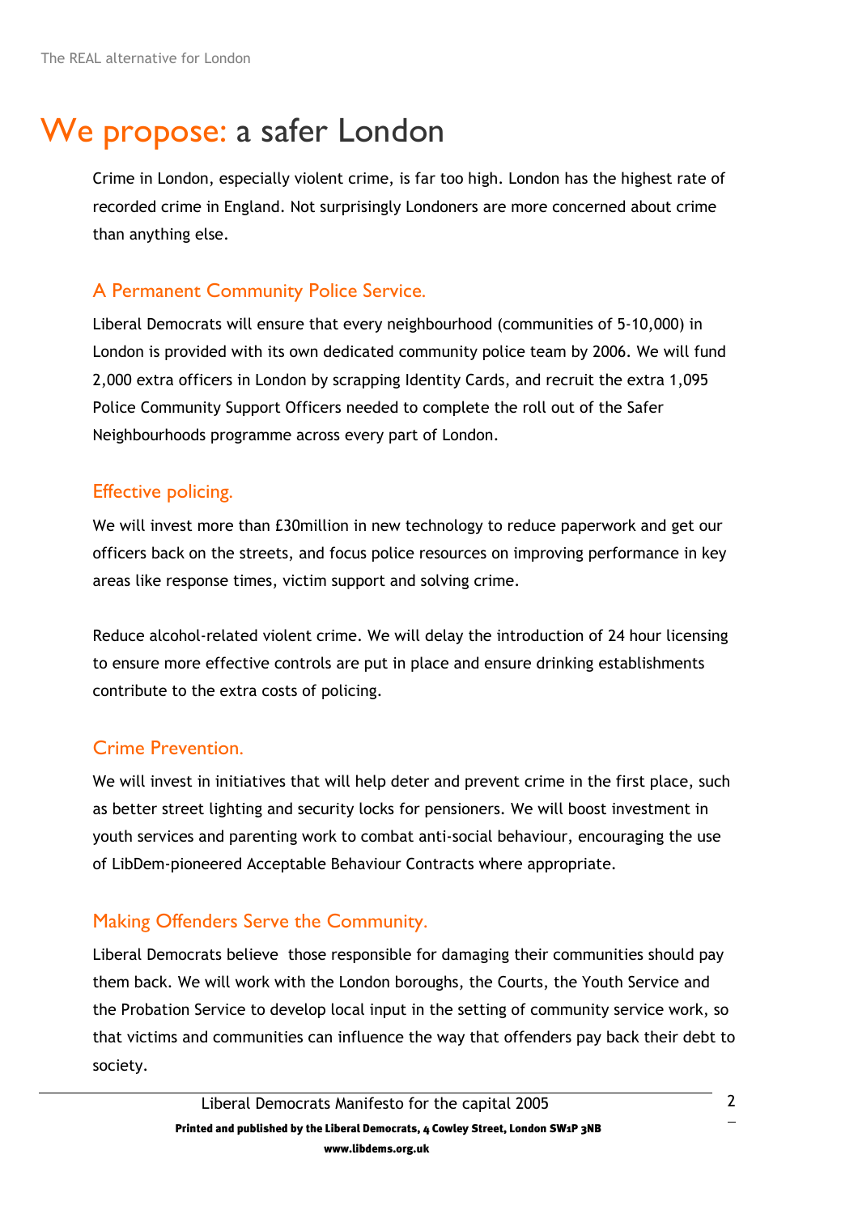# We propose: a safer London

Crime in London, especially violent crime, is far too high. London has the highest rate of recorded crime in England. Not surprisingly Londoners are more concerned about crime than anything else.

## A Permanent Community Police Service.

Liberal Democrats will ensure that every neighbourhood (communities of 5-10,000) in London is provided with its own dedicated community police team by 2006. We will fund 2,000 extra officers in London by scrapping Identity Cards, and recruit the extra 1,095 Police Community Support Officers needed to complete the roll out of the Safer Neighbourhoods programme across every part of London.

## Effective policing.

We will invest more than £30million in new technology to reduce paperwork and get our officers back on the streets, and focus police resources on improving performance in key areas like response times, victim support and solving crime.

Reduce alcohol-related violent crime. We will delay the introduction of 24 hour licensing to ensure more effective controls are put in place and ensure drinking establishments contribute to the extra costs of policing.

## Crime Prevention.

We will invest in initiatives that will help deter and prevent crime in the first place, such as better street lighting and security locks for pensioners. We will boost investment in youth services and parenting work to combat anti-social behaviour, encouraging the use of LibDem-pioneered Acceptable Behaviour Contracts where appropriate.

## Making Offenders Serve the Community.

Liberal Democrats believe those responsible for damaging their communities should pay them back. We will work with the London boroughs, the Courts, the Youth Service and the Probation Service to develop local input in the setting of community service work, so that victims and communities can influence the way that offenders pay back their debt to society.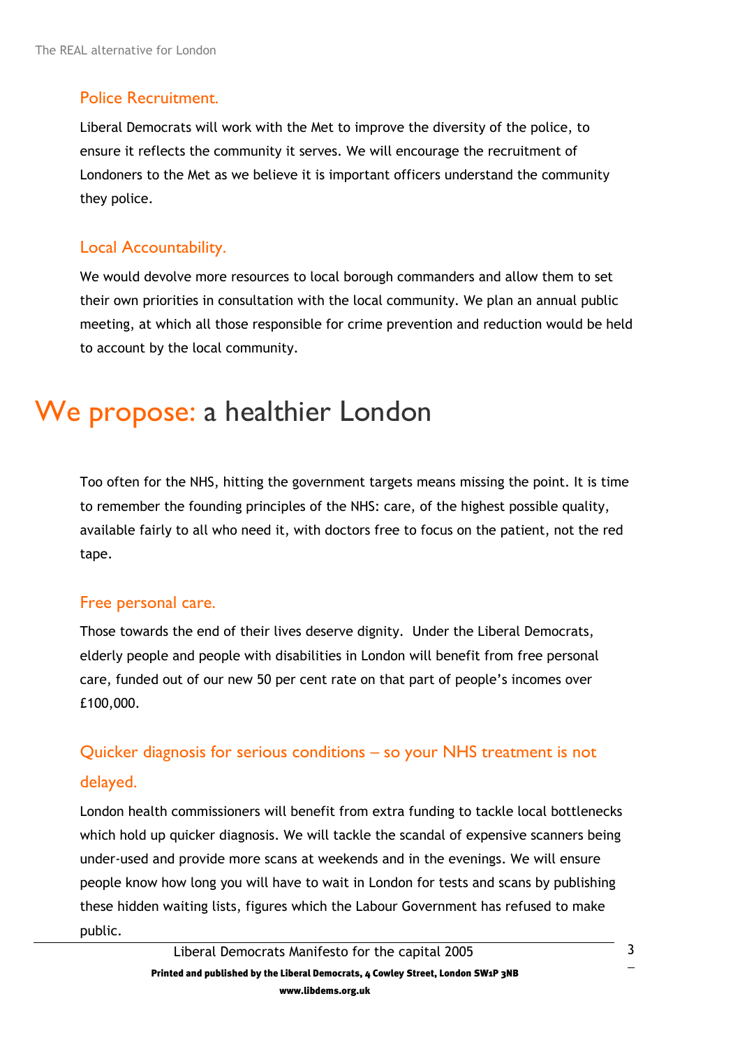### Police Recruitment.

Liberal Democrats will work with the Met to improve the diversity of the police, to ensure it reflects the community it serves. We will encourage the recruitment of Londoners to the Met as we believe it is important officers understand the community they police.

### Local Accountability.

We would devolve more resources to local borough commanders and allow them to set their own priorities in consultation with the local community. We plan an annual public meeting, at which all those responsible for crime prevention and reduction would be held to account by the local community.

## We propose: a healthier London

Too often for the NHS, hitting the government targets means missing the point. It is time to remember the founding principles of the NHS: care, of the highest possible quality, available fairly to all who need it, with doctors free to focus on the patient, not the red tape.

### Free personal care.

Those towards the end of their lives deserve dignity. Under the Liberal Democrats, elderly people and people with disabilities in London will benefit from free personal care, funded out of our new 50 per cent rate on that part of people's incomes over £100,000.

### Quicker diagnosis for serious conditions – so your NHS treatment is not delayed.

London health commissioners will benefit from extra funding to tackle local bottlenecks which hold up quicker diagnosis. We will tackle the scandal of expensive scanners being under-used and provide more scans at weekends and in the evenings. We will ensure people know how long you will have to wait in London for tests and scans by publishing these hidden waiting lists, figures which the Labour Government has refused to make public.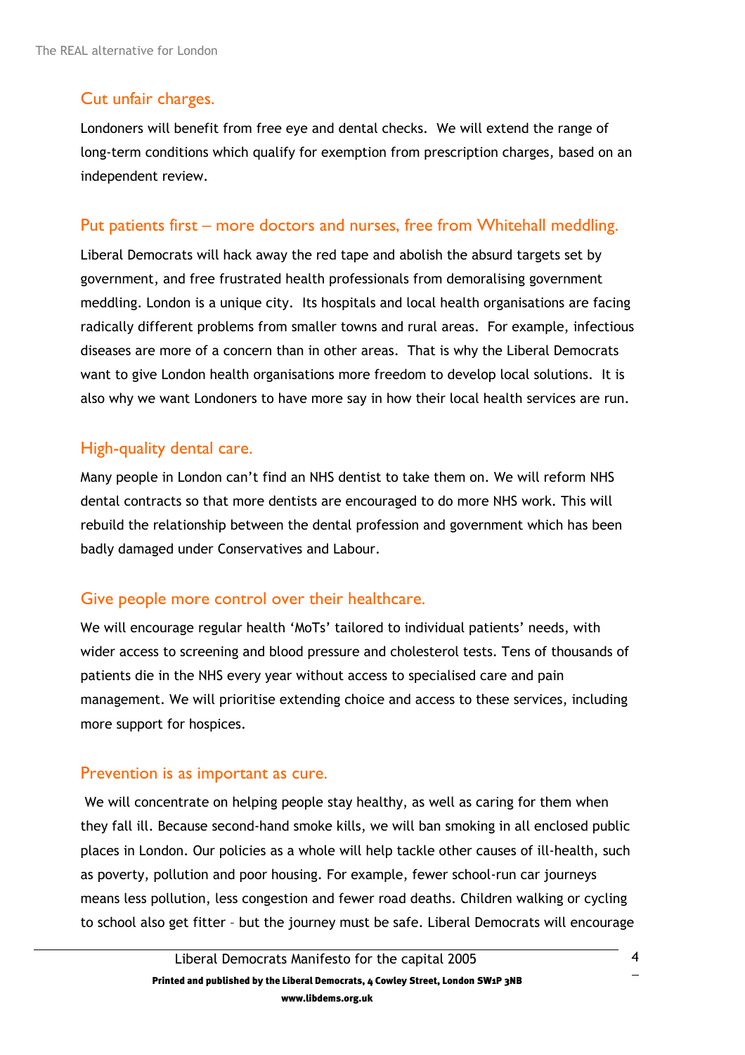## Cut unfair charges.

Londoners will benefit from free eye and dental checks. We will extend the range of long-term conditions which qualify for exemption from prescription charges, based on an independent review.

## Put patients first – more doctors and nurses, free from Whitehall meddling.

Liberal Democrats will hack away the red tape and abolish the absurd targets set by government, and free frustrated health professionals from demoralising government meddling. London is a unique city. Its hospitals and local health organisations are facing radically different problems from smaller towns and rural areas. For example, infectious diseases are more of a concern than in other areas. That is why the Liberal Democrats want to give London health organisations more freedom to develop local solutions. It is also why we want Londoners to have more say in how their local health services are run.

## High-quality dental care.

Many people in London can't find an NHS dentist to take them on. We will reform NHS dental contracts so that more dentists are encouraged to do more NHS work. This will rebuild the relationship between the dental profession and government which has been badly damaged under Conservatives and Labour.

## Give people more control over their healthcare.

We will encourage regular health 'MoTs' tailored to individual patients' needs, with wider access to screening and blood pressure and cholesterol tests. Tens of thousands of patients die in the NHS every year without access to specialised care and pain management. We will prioritise extending choice and access to these services, including more support for hospices.

## Prevention is as important as cure.

We will concentrate on helping people stay healthy, as well as caring for them when they fall ill. Because second-hand smoke kills, we will ban smoking in all enclosed public places in London. Our policies as a whole will help tackle other causes of ill-health, such as poverty, pollution and poor housing. For example, fewer school-run car journeys means less pollution, less congestion and fewer road deaths. Children walking or cycling to school also get fitter – but the journey must be safe. Liberal Democrats will encourage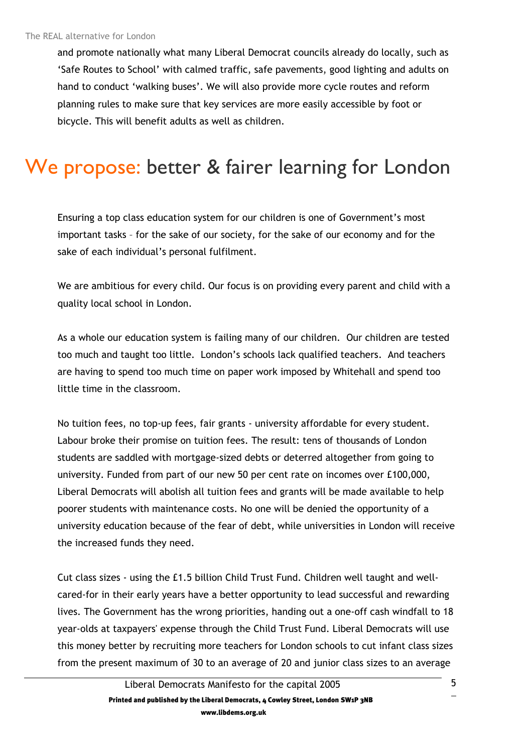and promote nationally what many Liberal Democrat councils already do locally, such as 'Safe Routes to School' with calmed traffic, safe pavements, good lighting and adults on hand to conduct 'walking buses'. We will also provide more cycle routes and reform planning rules to make sure that key services are more easily accessible by foot or bicycle. This will benefit adults as well as children.

# We propose: better & fairer learning for London

Ensuring a top class education system for our children is one of Government's most important tasks – for the sake of our society, for the sake of our economy and for the sake of each individual's personal fulfilment.

We are ambitious for every child. Our focus is on providing every parent and child with a quality local school in London.

As a whole our education system is failing many of our children. Our children are tested too much and taught too little. London's schools lack qualified teachers. And teachers are having to spend too much time on paper work imposed by Whitehall and spend too little time in the classroom.

No tuition fees, no top-up fees, fair grants - university affordable for every student. Labour broke their promise on tuition fees. The result: tens of thousands of London students are saddled with mortgage-sized debts or deterred altogether from going to university. Funded from part of our new 50 per cent rate on incomes over £100,000, Liberal Democrats will abolish all tuition fees and grants will be made available to help poorer students with maintenance costs. No one will be denied the opportunity of a university education because of the fear of debt, while universities in London will receive the increased funds they need.

Cut class sizes - using the £1.5 billion Child Trust Fund. Children well taught and well-cared-for in their early years have a better opportunity to lead successful and rewarding lives. The Government has the wrong priorities, handing out a one-off cash windfall to 18 year-olds at taxpayers' expense through the Child Trust Fund. Liberal Democrats will use this money better by recruiting more teachers for London schools to cut infant class sizes from the present maximum of 30 to an average of 20 and junior class sizes to an average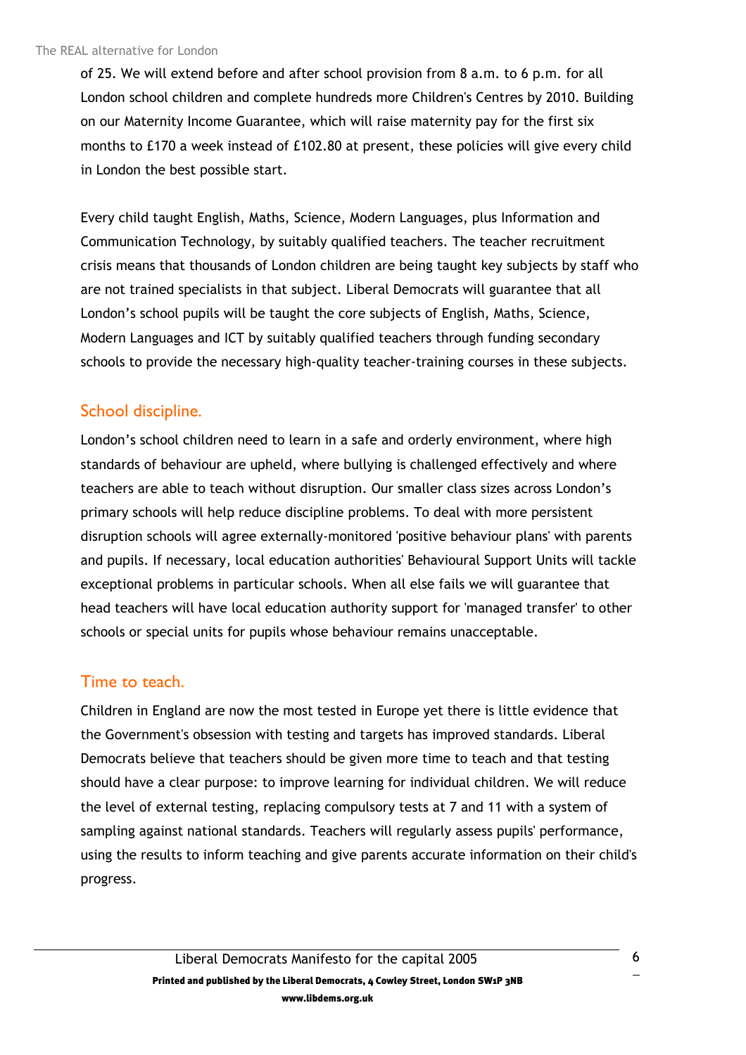of 25. We will extend before and after school provision from 8 a.m. to 6 p.m. for all London school children and complete hundreds more Children's Centres by 2010. Building on our Maternity Income Guarantee, which will raise maternity pay for the first six months to £170 a week instead of £102.80 at present, these policies will give every child in London the best possible start.

Every child taught English, Maths, Science, Modern Languages, plus Information and Communication Technology, by suitably qualified teachers. The teacher recruitment crisis means that thousands of London children are being taught key subjects by staff who are not trained specialists in that subject. Liberal Democrats will guarantee that all London's school pupils will be taught the core subjects of English, Maths, Science, Modern Languages and ICT by suitably qualified teachers through funding secondary schools to provide the necessary high-quality teacher-training courses in these subjects.

## School discipline.

London's school children need to learn in a safe and orderly environment, where high standards of behaviour are upheld, where bullying is challenged effectively and where teachers are able to teach without disruption. Our smaller class sizes across London's primary schools will help reduce discipline problems. To deal with more persistent disruption schools will agree externally-monitored 'positive behaviour plans' with parents and pupils. If necessary, local education authorities' Behavioural Support Units will tackle exceptional problems in particular schools. When all else fails we will guarantee that head teachers will have local education authority support for 'managed transfer' to other schools or special units for pupils whose behaviour remains unacceptable.

## Time to teach.

Children in England are now the most tested in Europe yet there is little evidence that the Government's obsession with testing and targets has improved standards. Liberal Democrats believe that teachers should be given more time to teach and that testing should have a clear purpose: to improve learning for individual children. We will reduce the level of external testing, replacing compulsory tests at 7 and 11 with a system of sampling against national standards. Teachers will regularly assess pupils' performance, using the results to inform teaching and give parents accurate information on their child's progress.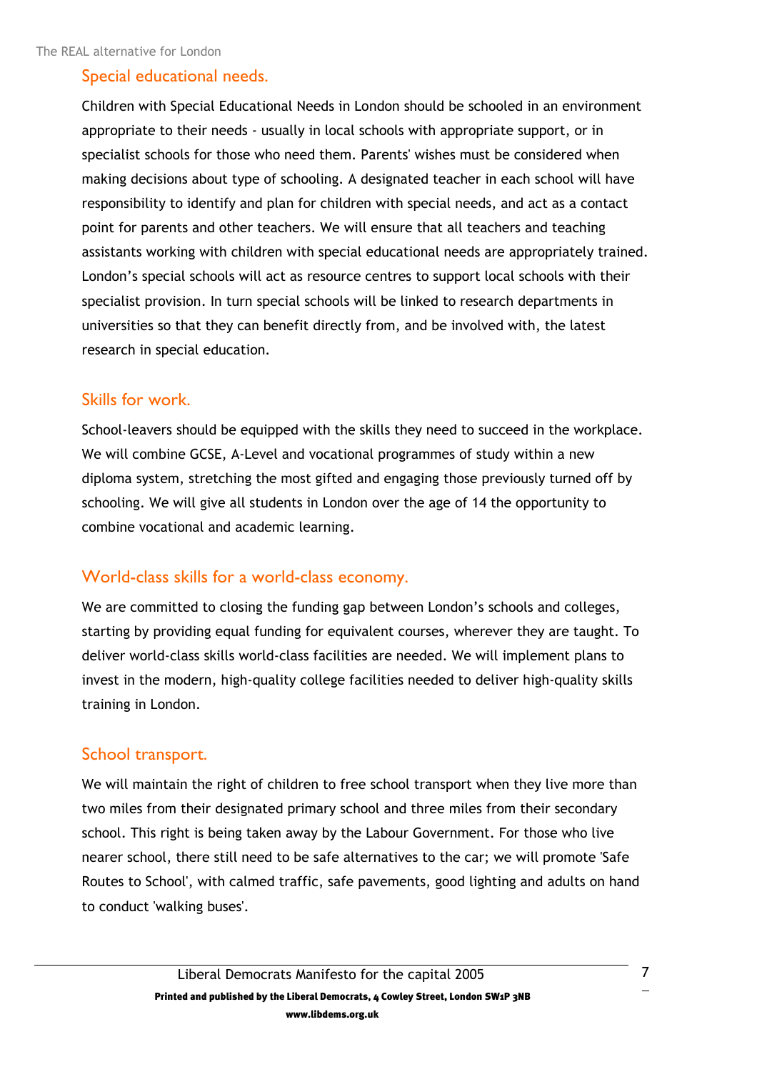## Special educational needs.

Children with Special Educational Needs in London should be schooled in an environment appropriate to their needs - usually in local schools with appropriate support, or in specialist schools for those who need them. Parents' wishes must be considered when making decisions about type of schooling. A designated teacher in each school will have responsibility to identify and plan for children with special needs, and act as a contact point for parents and other teachers. We will ensure that all teachers and teaching assistants working with children with special educational needs are appropriately trained. London's special schools will act as resource centres to support local schools with their specialist provision. In turn special schools will be linked to research departments in universities so that they can benefit directly from, and be involved with, the latest research in special education.

## Skills for work.

School-leavers should be equipped with the skills they need to succeed in the workplace. We will combine GCSE, A-Level and vocational programmes of study within a new diploma system, stretching the most gifted and engaging those previously turned off by schooling. We will give all students in London over the age of 14 the opportunity to combine vocational and academic learning.

## World-class skills for a world-class economy.

We are committed to closing the funding gap between London's schools and colleges, starting by providing equal funding for equivalent courses, wherever they are taught. To deliver world-class skills world-class facilities are needed. We will implement plans to invest in the modern, high-quality college facilities needed to deliver high-quality skills training in London.

## School transport.

We will maintain the right of children to free school transport when they live more than two miles from their designated primary school and three miles from their secondary school. This right is being taken away by the Labour Government. For those who live nearer school, there still need to be safe alternatives to the car; we will promote 'Safe Routes to School', with calmed traffic, safe pavements, good lighting and adults on hand to conduct 'walking buses'.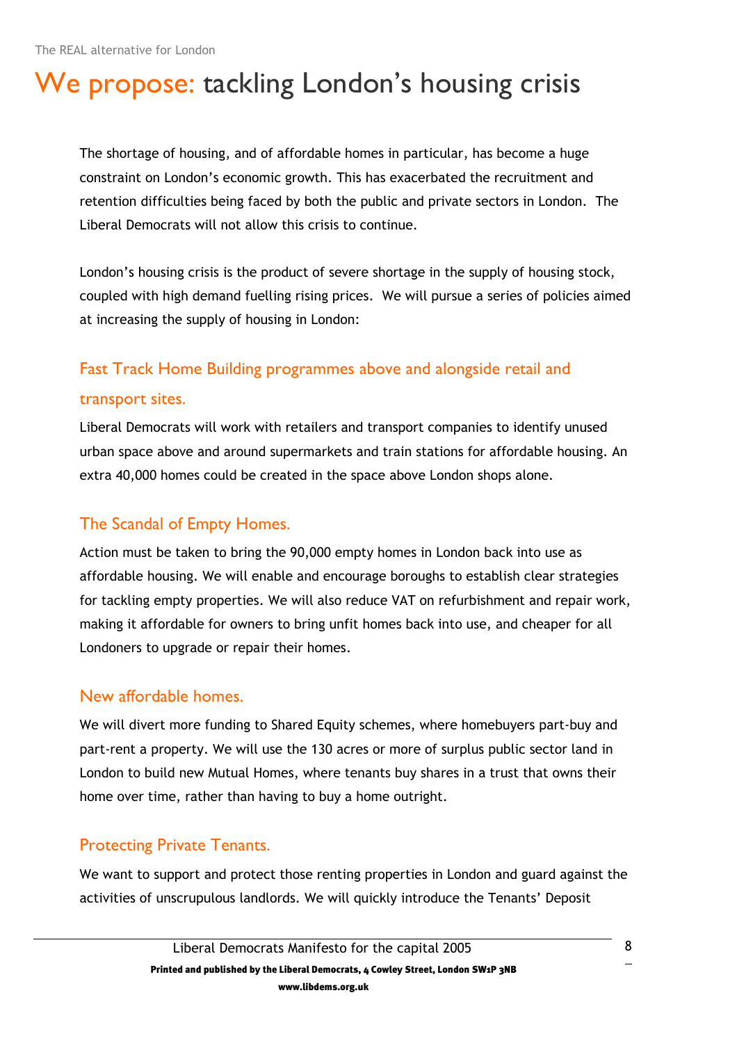# We propose: tackling London's housing crisis

The shortage of housing, and of affordable homes in particular, has become a huge constraint on London's economic growth. This has exacerbated the recruitment and retention difficulties being faced by both the public and private sectors in London. The Liberal Democrats will not allow this crisis to continue.

London's housing crisis is the product of severe shortage in the supply of housing stock, coupled with high demand fuelling rising prices. We will pursue a series of policies aimed at increasing the supply of housing in London:

## Fast Track Home Building programmes above and alongside retail and transport sites.

Liberal Democrats will work with retailers and transport companies to identify unused urban space above and around supermarkets and train stations for affordable housing. An extra 40,000 homes could be created in the space above London shops alone.

## The Scandal of Empty Homes.

Action must be taken to bring the 90,000 empty homes in London back into use as affordable housing. We will enable and encourage boroughs to establish clear strategies for tackling empty properties. We will also reduce VAT on refurbishment and repair work, making it affordable for owners to bring unfit homes back into use, and cheaper for all Londoners to upgrade or repair their homes.

## New affordable homes.

We will divert more funding to Shared Equity schemes, where homebuyers part-buy and part-rent a property. We will use the 130 acres or more of surplus public sector land in London to build new Mutual Homes, where tenants buy shares in a trust that owns their home over time, rather than having to buy a home outright.

## Protecting Private Tenants.

We want to support and protect those renting properties in London and guard against the activities of unscrupulous landlords. We will quickly introduce the Tenants' Deposit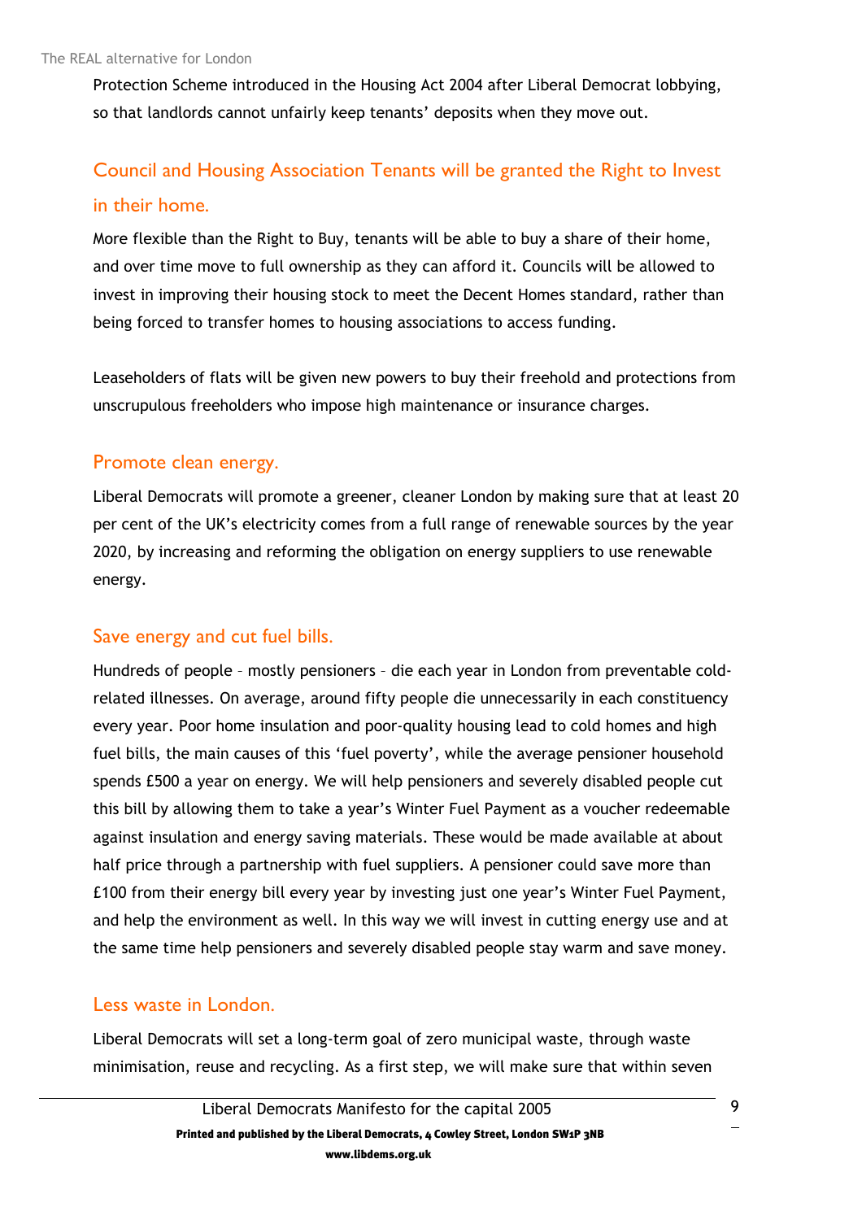Protection Scheme introduced in the Housing Act 2004 after Liberal Democrat lobbying, so that landlords cannot unfairly keep tenants' deposits when they move out.

## Council and Housing Association Tenants will be granted the Right to Invest in their home.

More flexible than the Right to Buy, tenants will be able to buy a share of their home, and over time move to full ownership as they can afford it. Councils will be allowed to invest in improving their housing stock to meet the Decent Homes standard, rather than being forced to transfer homes to housing associations to access funding.

Leaseholders of flats will be given new powers to buy their freehold and protections from unscrupulous freeholders who impose high maintenance or insurance charges.

## Promote clean energy.

Liberal Democrats will promote a greener, cleaner London by making sure that at least 20 per cent of the UK's electricity comes from a full range of renewable sources by the year 2020, by increasing and reforming the obligation on energy suppliers to use renewable energy.

## Save energy and cut fuel bills.

Hundreds of people – mostly pensioners – die each year in London from preventable cold-related illnesses. On average, around fifty people die unnecessarily in each constituency every year. Poor home insulation and poor-quality housing lead to cold homes and high fuel bills, the main causes of this 'fuel poverty', while the average pensioner household spends £500 a year on energy. We will help pensioners and severely disabled people cut this bill by allowing them to take a year's Winter Fuel Payment as a voucher redeemable against insulation and energy saving materials. These would be made available at about half price through a partnership with fuel suppliers. A pensioner could save more than £100 from their energy bill every year by investing just one year's Winter Fuel Payment, and help the environment as well. In this way we will invest in cutting energy use and at the same time help pensioners and severely disabled people stay warm and save money.

## Less waste in London.

Liberal Democrats will set a long-term goal of zero municipal waste, through waste minimisation, reuse and recycling. As a first step, we will make sure that within seven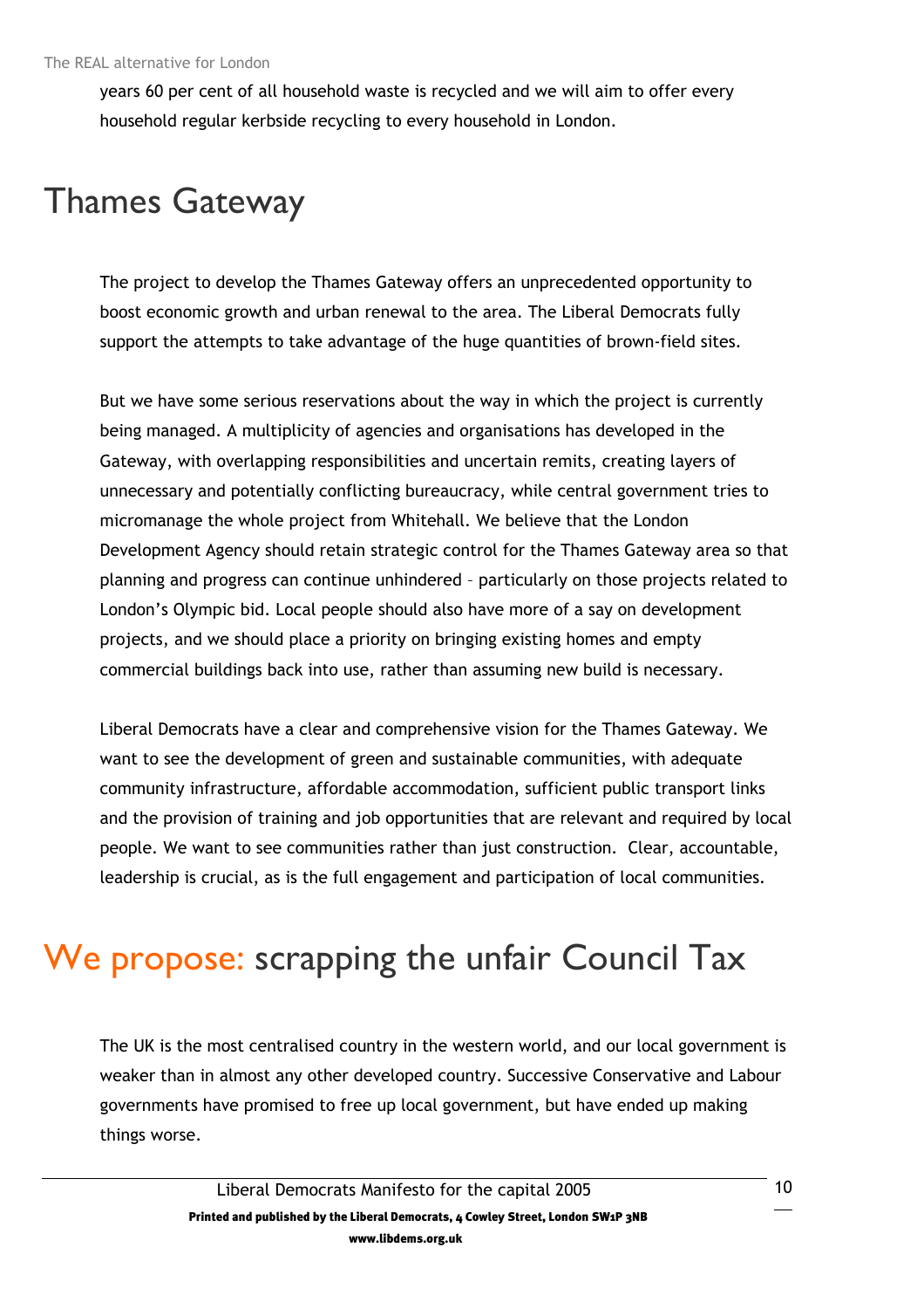years 60 per cent of all household waste is recycled and we will aim to offer every household regular kerbside recycling to every household in London.

# Thames Gateway

The project to develop the Thames Gateway offers an unprecedented opportunity to boost economic growth and urban renewal to the area. The Liberal Democrats fully support the attempts to take advantage of the huge quantities of brown-field sites.

But we have some serious reservations about the way in which the project is currently being managed. A multiplicity of agencies and organisations has developed in the Gateway, with overlapping responsibilities and uncertain remits, creating layers of unnecessary and potentially conflicting bureaucracy, while central government tries to micromanage the whole project from Whitehall. We believe that the London Development Agency should retain strategic control for the Thames Gateway area so that planning and progress can continue unhindered – particularly on those projects related to London's Olympic bid. Local people should also have more of a say on development projects, and we should place a priority on bringing existing homes and empty commercial buildings back into use, rather than assuming new build is necessary.

Liberal Democrats have a clear and comprehensive vision for the Thames Gateway. We want to see the development of green and sustainable communities, with adequate community infrastructure, affordable accommodation, sufficient public transport links and the provision of training and job opportunities that are relevant and required by local people. We want to see communities rather than just construction. Clear, accountable, leadership is crucial, as is the full engagement and participation of local communities.

# We propose: scrapping the unfair Council Tax

The UK is the most centralised country in the western world, and our local government is weaker than in almost any other developed country. Successive Conservative and Labour governments have promised to free up local government, but have ended up making things worse.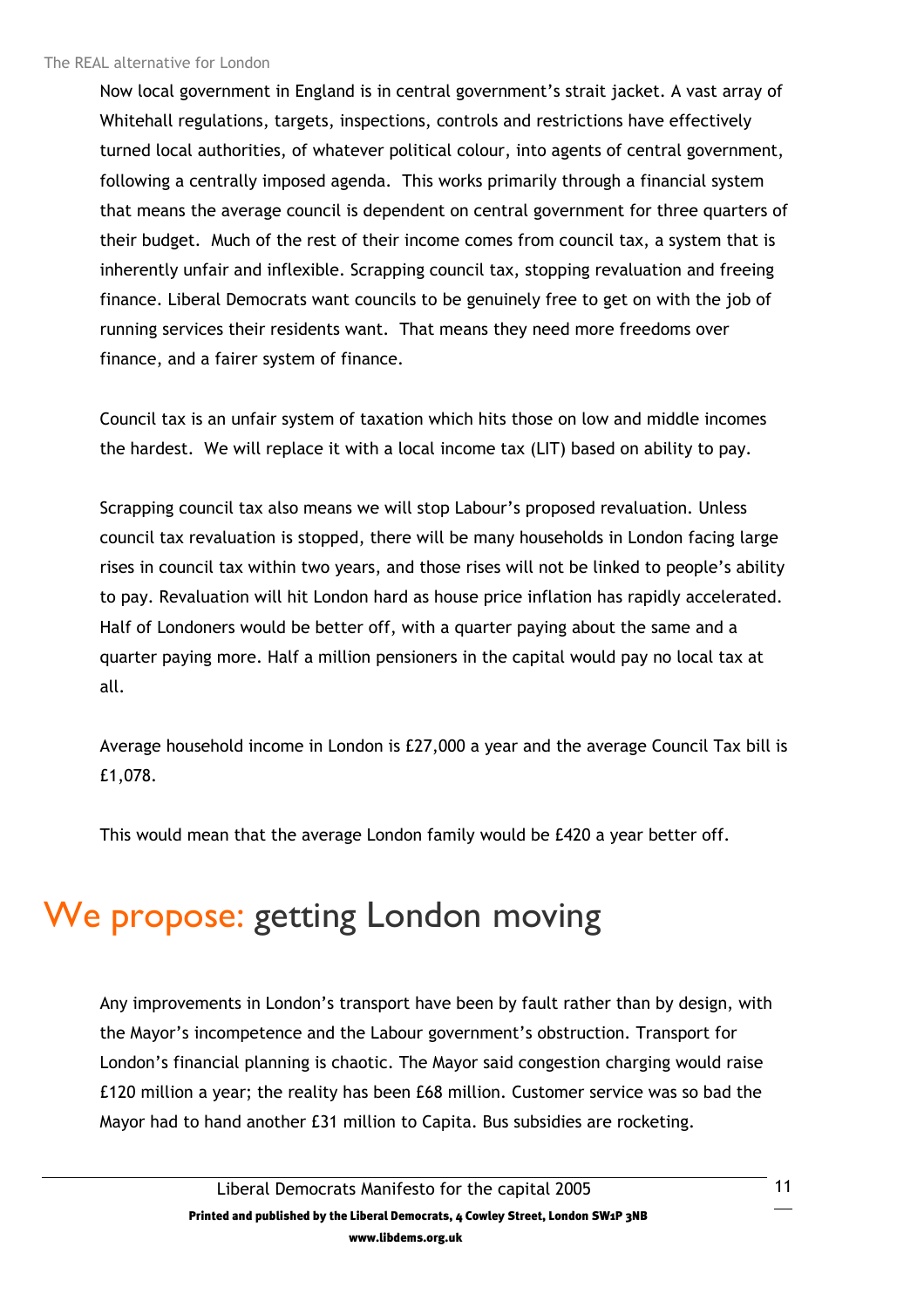Now local government in England is in central government's strait jacket. A vast array of Whitehall regulations, targets, inspections, controls and restrictions have effectively turned local authorities, of whatever political colour, into agents of central government, following a centrally imposed agenda. This works primarily through a financial system that means the average council is dependent on central government for three quarters of their budget. Much of the rest of their income comes from council tax, a system that is inherently unfair and inflexible. Scrapping council tax, stopping revaluation and freeing finance. Liberal Democrats want councils to be genuinely free to get on with the job of running services their residents want. That means they need more freedoms over finance, and a fairer system of finance.

Council tax is an unfair system of taxation which hits those on low and middle incomes the hardest. We will replace it with a local income tax (LIT) based on ability to pay.

Scrapping council tax also means we will stop Labour's proposed revaluation. Unless council tax revaluation is stopped, there will be many households in London facing large rises in council tax within two years, and those rises will not be linked to people's ability to pay. Revaluation will hit London hard as house price inflation has rapidly accelerated. Half of Londoners would be better off, with a quarter paying about the same and a quarter paying more. Half a million pensioners in the capital would pay no local tax at all.

Average household income in London is £27,000 a year and the average Council Tax bill is £1,078.

This would mean that the average London family would be £420 a year better off.

# We propose: getting London moving

Any improvements in London's transport have been by fault rather than by design, with the Mayor's incompetence and the Labour government's obstruction. Transport for London's financial planning is chaotic. The Mayor said congestion charging would raise £120 million a year; the reality has been £68 million. Customer service was so bad the Mayor had to hand another £31 million to Capita. Bus subsidies are rocketing.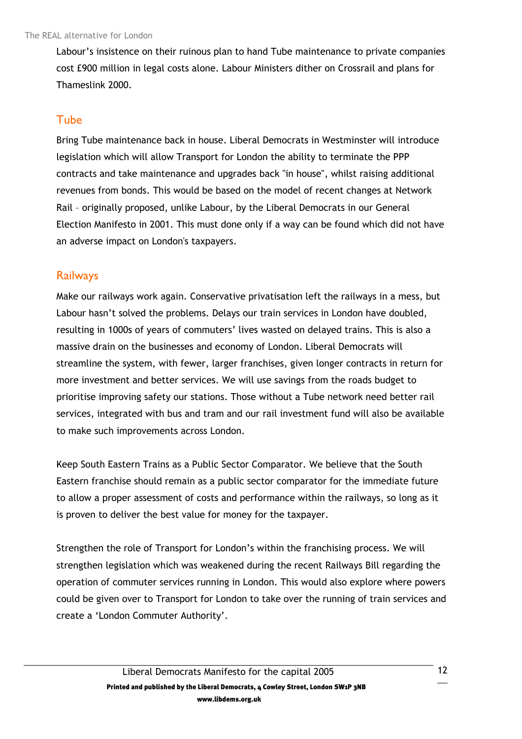Labour's insistence on their ruinous plan to hand Tube maintenance to private companies cost £900 million in legal costs alone. Labour Ministers dither on Crossrail and plans for Thameslink 2000.

## Tube

Bring Tube maintenance back in house. Liberal Democrats in Westminster will introduce legislation which will allow Transport for London the ability to terminate the PPP contracts and take maintenance and upgrades back "in house", whilst raising additional revenues from bonds. This would be based on the model of recent changes at Network Rail – originally proposed, unlike Labour, by the Liberal Democrats in our General Election Manifesto in 2001. This must done only if a way can be found which did not have an adverse impact on London's taxpayers.

## Railways

Make our railways work again. Conservative privatisation left the railways in a mess, but Labour hasn't solved the problems. Delays our train services in London have doubled, resulting in 1000s of years of commuters' lives wasted on delayed trains. This is also a massive drain on the businesses and economy of London. Liberal Democrats will streamline the system, with fewer, larger franchises, given longer contracts in return for more investment and better services. We will use savings from the roads budget to prioritise improving safety our stations. Those without a Tube network need better rail services, integrated with bus and tram and our rail investment fund will also be available to make such improvements across London.

Keep South Eastern Trains as a Public Sector Comparator. We believe that the South Eastern franchise should remain as a public sector comparator for the immediate future to allow a proper assessment of costs and performance within the railways, so long as it is proven to deliver the best value for money for the taxpayer.

Strengthen the role of Transport for London's within the franchising process. We will strengthen legislation which was weakened during the recent Railways Bill regarding the operation of commuter services running in London. This would also explore where powers could be given over to Transport for London to take over the running of train services and create a 'London Commuter Authority'.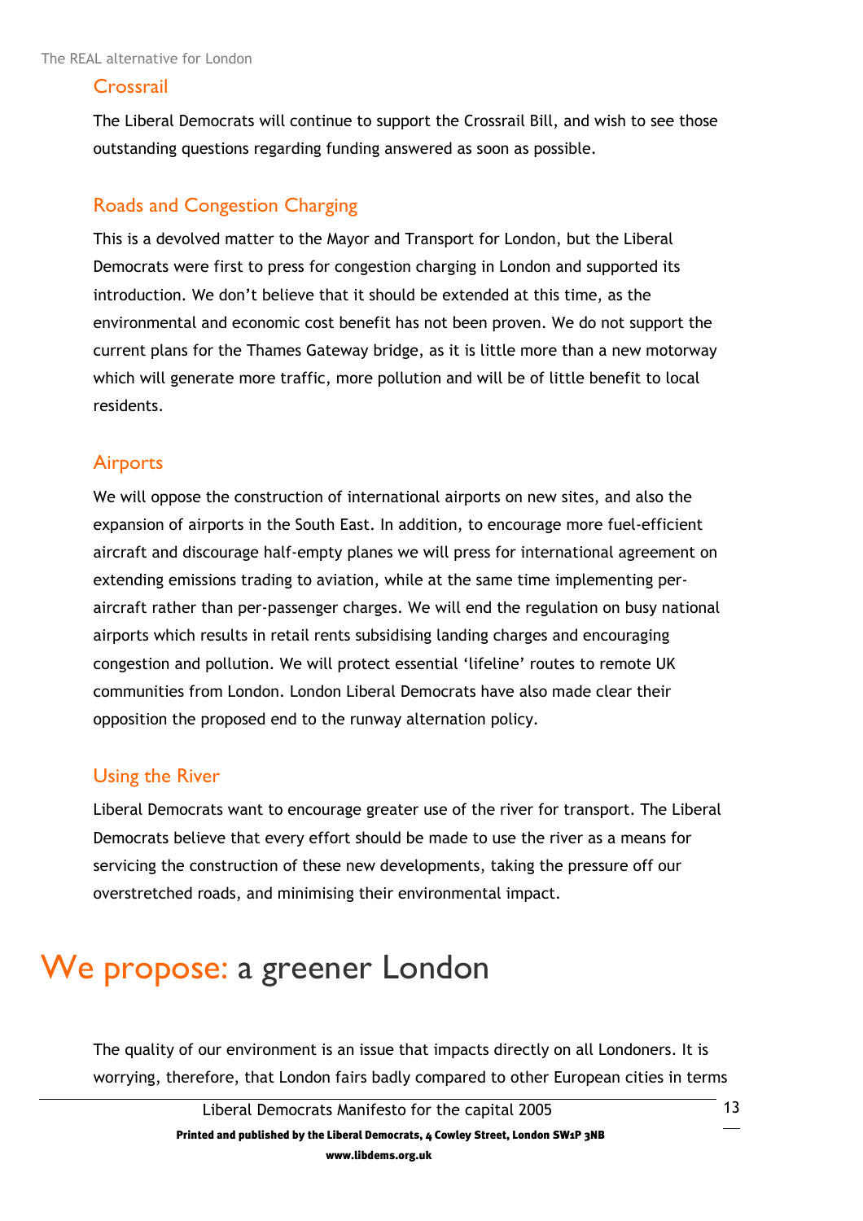### Crossrail

The Liberal Democrats will continue to support the Crossrail Bill, and wish to see those outstanding questions regarding funding answered as soon as possible.

### Roads and Congestion Charging

This is a devolved matter to the Mayor and Transport for London, but the Liberal Democrats were first to press for congestion charging in London and supported its introduction. We don't believe that it should be extended at this time, as the environmental and economic cost benefit has not been proven. We do not support the current plans for the Thames Gateway bridge, as it is little more than a new motorway which will generate more traffic, more pollution and will be of little benefit to local residents.

### Airports

We will oppose the construction of international airports on new sites, and also the expansion of airports in the South East. In addition, to encourage more fuel-efficient aircraft and discourage half-empty planes we will press for international agreement on extending emissions trading to aviation, while at the same time implementing per-aircraft rather than per-passenger charges. We will end the regulation on busy national airports which results in retail rents subsidising landing charges and encouraging congestion and pollution. We will protect essential 'lifeline' routes to remote UK communities from London. London Liberal Democrats have also made clear their opposition the proposed end to the runway alternation policy.

### Using the River

Liberal Democrats want to encourage greater use of the river for transport. The Liberal Democrats believe that every effort should be made to use the river as a means for servicing the construction of these new developments, taking the pressure off our overstretched roads, and minimising their environmental impact.

# We propose: a greener London

The quality of our environment is an issue that impacts directly on all Londoners. It is worrying, therefore, that London fairs badly compared to other European cities in terms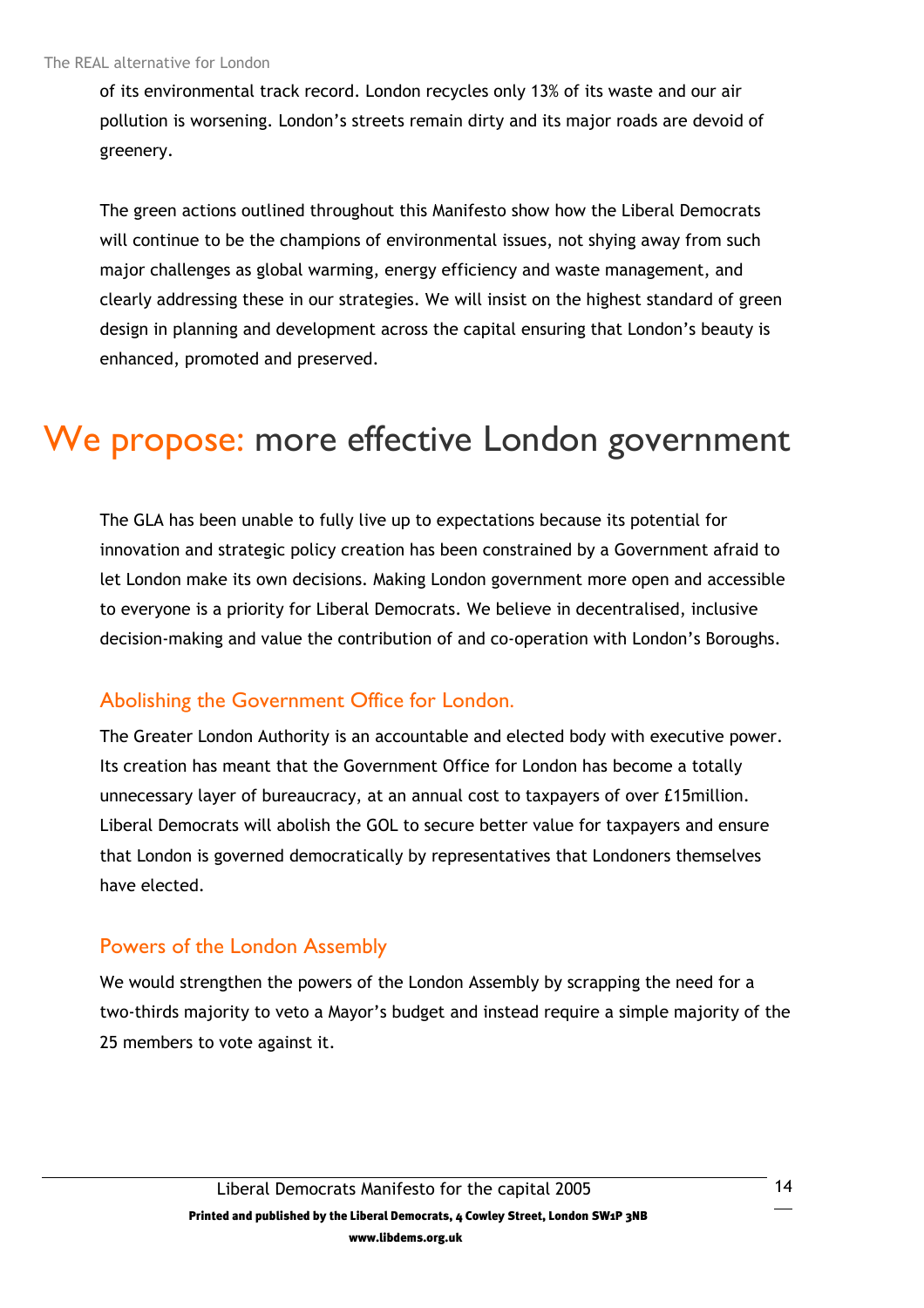of its environmental track record. London recycles only 13% of its waste and our air pollution is worsening. London's streets remain dirty and its major roads are devoid of greenery.

The green actions outlined throughout this Manifesto show how the Liberal Democrats will continue to be the champions of environmental issues, not shying away from such major challenges as global warming, energy efficiency and waste management, and clearly addressing these in our strategies. We will insist on the highest standard of green design in planning and development across the capital ensuring that London's beauty is enhanced, promoted and preserved.

# We propose: more effective London government

The GLA has been unable to fully live up to expectations because its potential for innovation and strategic policy creation has been constrained by a Government afraid to let London make its own decisions. Making London government more open and accessible to everyone is a priority for Liberal Democrats. We believe in decentralised, inclusive decision-making and value the contribution of and co-operation with London's Boroughs.

## Abolishing the Government Office for London.

The Greater London Authority is an accountable and elected body with executive power. Its creation has meant that the Government Office for London has become a totally unnecessary layer of bureaucracy, at an annual cost to taxpayers of over £15million. Liberal Democrats will abolish the GOL to secure better value for taxpayers and ensure that London is governed democratically by representatives that Londoners themselves have elected.

## Powers of the London Assembly

We would strengthen the powers of the London Assembly by scrapping the need for a two-thirds majority to veto a Mayor's budget and instead require a simple majority of the 25 members to vote against it.

Printed and published by the Liberal Democrats, 4 Cowley Street, London SW1P 3NB

www.libdems.org.uk